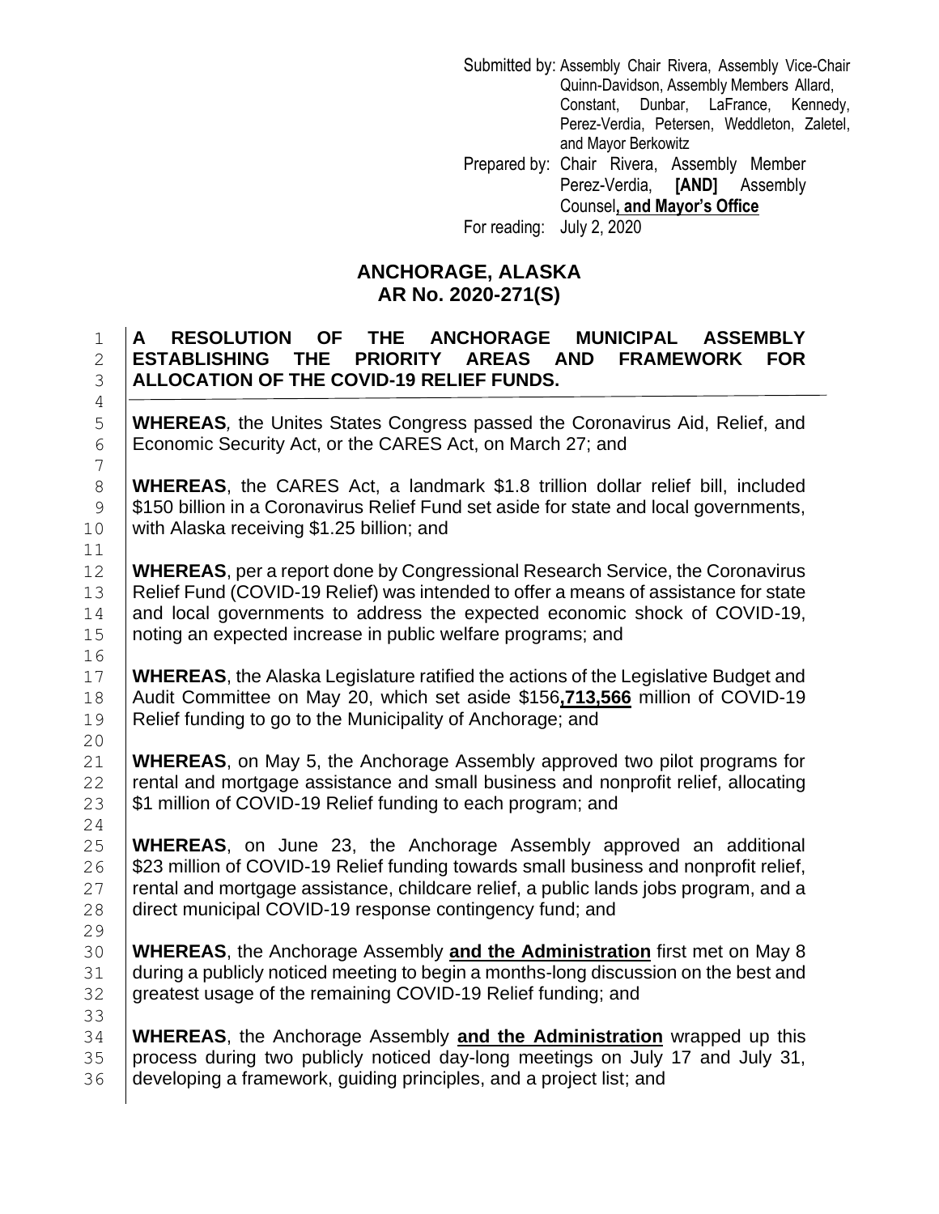Submitted by: Assembly Chair Rivera, Assembly Vice-Chair Quinn-Davidson, Assembly Members Allard, Constant, Dunbar, LaFrance, Kennedy, Perez-Verdia, Petersen, Weddleton, Zaletel, and Mayor Berkowitz

Prepared by: Chair Rivera, Assembly Member Perez-Verdia, **[AND]** Assembly Counsel**, and Mayor's Office**

For reading: July 2, 2020

# ANCHORAGE, ALASKA
# AR No. 2020-271(S)

**A RESOLUTION OF THE ANCHORAGE MUNICIPAL ASSEMBLY ESTABLISHING THE PRIORITY AREAS AND FRAMEWORK FOR ALLOCATION OF THE COVID-19 RELIEF FUNDS.**

**WHEREAS***,* the Unites States Congress passed the Coronavirus Aid, Relief, and Economic Security Act, or the CARES Act, on March 27; and

**WHEREAS**, the CARES Act, a landmark $1.8 trillion dollar relief bill, included $150 billion in a Coronavirus Relief Fund set aside for state and local governments, with Alaska receiving $1.25 billion; and

**WHEREAS**, per a report done by Congressional Research Service, the Coronavirus Relief Fund (COVID-19 Relief) was intended to offer a means of assistance for state and local governments to address the expected economic shock of COVID-19, noting an expected increase in public welfare programs; and

**WHEREAS**, the Alaska Legislature ratified the actions of the Legislative Budget and Audit Committee on May 20, which set aside $156**,713,566** million of COVID-19 Relief funding to go to the Municipality of Anchorage; and

**WHEREAS**, on May 5, the Anchorage Assembly approved two pilot programs for rental and mortgage assistance and small business and nonprofit relief, allocating $1 million of COVID-19 Relief funding to each program; and

**WHEREAS**, on June 23, the Anchorage Assembly approved an additional $23 million of COVID-19 Relief funding towards small business and nonprofit relief, rental and mortgage assistance, childcare relief, a public lands jobs program, and a direct municipal COVID-19 response contingency fund; and

**WHEREAS**, the Anchorage Assembly **and the Administration** first met on May 8 during a publicly noticed meeting to begin a months-long discussion on the best and greatest usage of the remaining COVID-19 Relief funding; and

**WHEREAS**, the Anchorage Assembly **and the Administration** wrapped up this process during two publicly noticed day-long meetings on July 17 and July 31, developing a framework, guiding principles, and a project list; and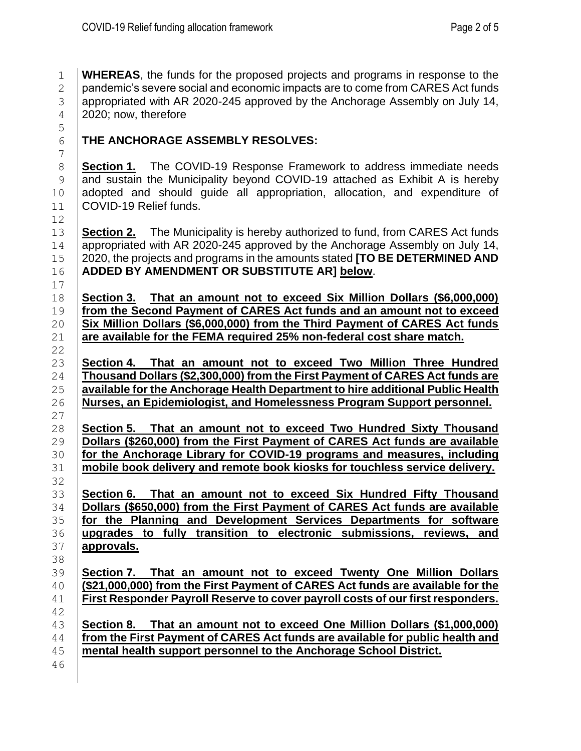**WHEREAS**, the funds for the proposed projects and programs in response to the pandemic's severe social and economic impacts are to come from CARES Act funds appropriated with AR 2020-245 approved by the Anchorage Assembly on July 14, 2020; now, therefore

**THE ANCHORAGE ASSEMBLY RESOLVES:**

**Section 1.** The COVID-19 Response Framework to address immediate needs and sustain the Municipality beyond COVID-19 attached as Exhibit A is hereby adopted and should guide all appropriation, allocation, and expenditure of COVID-19 Relief funds.

**Section 2.** The Municipality is hereby authorized to fund, from CARES Act funds appropriated with AR 2020-245 approved by the Anchorage Assembly on July 14, 2020, the projects and programs in the amounts stated **[TO BE DETERMINED AND ADDED BY AMENDMENT OR SUBSTITUTE AR]** <u>**below**</u>.

<u>**Section 3. That an amount not to exceed Six Million Dollars ($6,000,000) from the Second Payment of CARES Act funds and an amount not to exceed Six Million Dollars ($6,000,000) from the Third Payment of CARES Act funds are available for the FEMA required 25% non-federal cost share match.**</u>

<u>**Section 4. That an amount not to exceed Two Million Three Hundred Thousand Dollars ($2,300,000) from the First Payment of CARES Act funds are available for the Anchorage Health Department to hire additional Public Health Nurses, an Epidemiologist, and Homelessness Program Support personnel.**</u>

<u>**Section 5. That an amount not to exceed Two Hundred Sixty Thousand Dollars ($260,000) from the First Payment of CARES Act funds are available for the Anchorage Library for COVID-19 programs and measures, including mobile book delivery and remote book kiosks for touchless service delivery.**</u>

<u>**Section 6. That an amount not to exceed Six Hundred Fifty Thousand Dollars ($650,000) from the First Payment of CARES Act funds are available for the Planning and Development Services Departments for software upgrades to fully transition to electronic submissions, reviews, and approvals.**</u>

<u>**Section 7. That an amount not to exceed Twenty One Million Dollars ($21,000,000) from the First Payment of CARES Act funds are available for the First Responder Payroll Reserve to cover payroll costs of our first responders.**</u>

<u>**Section 8. That an amount not to exceed One Million Dollars ($1,000,000) from the First Payment of CARES Act funds are available for public health and mental health support personnel to the Anchorage School District.**</u>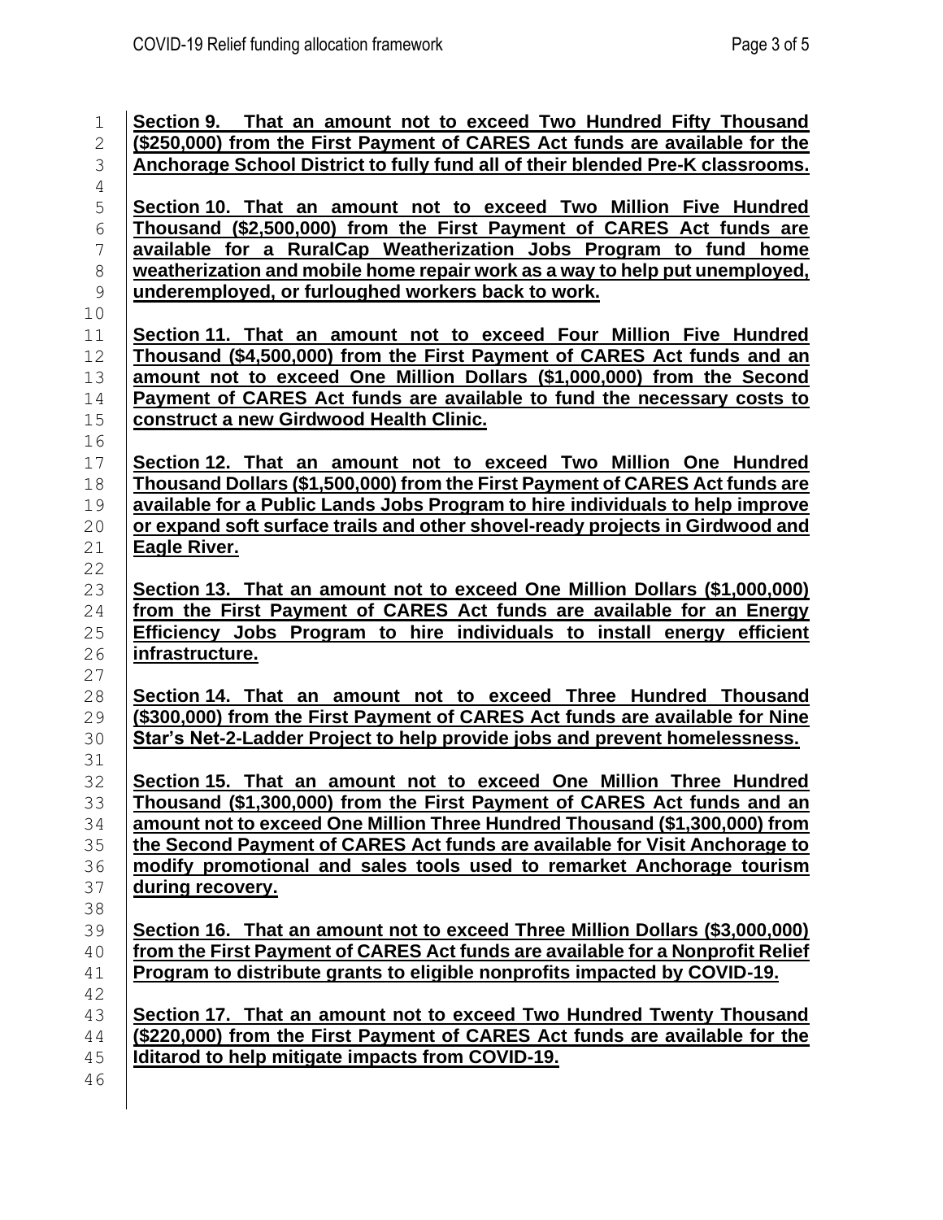**Section 9. That an amount not to exceed Two Hundred Fifty Thousand ($250,000) from the First Payment of CARES Act funds are available for the Anchorage School District to fully fund all of their blended Pre-K classrooms.**

**Section 10. That an amount not to exceed Two Million Five Hundred Thousand ($2,500,000) from the First Payment of CARES Act funds are available for a RuralCap Weatherization Jobs Program to fund home weatherization and mobile home repair work as a way to help put unemployed, underemployed, or furloughed workers back to work.**

**Section 11. That an amount not to exceed Four Million Five Hundred Thousand ($4,500,000) from the First Payment of CARES Act funds and an amount not to exceed One Million Dollars ($1,000,000) from the Second Payment of CARES Act funds are available to fund the necessary costs to construct a new Girdwood Health Clinic.**

**Section 12. That an amount not to exceed Two Million One Hundred Thousand Dollars ($1,500,000) from the First Payment of CARES Act funds are available for a Public Lands Jobs Program to hire individuals to help improve or expand soft surface trails and other shovel-ready projects in Girdwood and Eagle River.**

**Section 13. That an amount not to exceed One Million Dollars ($1,000,000) from the First Payment of CARES Act funds are available for an Energy Efficiency Jobs Program to hire individuals to install energy efficient infrastructure.**

**Section 14. That an amount not to exceed Three Hundred Thousand ($300,000) from the First Payment of CARES Act funds are available for Nine Star's Net-2-Ladder Project to help provide jobs and prevent homelessness.**

**Section 15. That an amount not to exceed One Million Three Hundred Thousand ($1,300,000) from the First Payment of CARES Act funds and an amount not to exceed One Million Three Hundred Thousand ($1,300,000) from the Second Payment of CARES Act funds are available for Visit Anchorage to modify promotional and sales tools used to remarket Anchorage tourism during recovery.**

**Section 16. That an amount not to exceed Three Million Dollars ($3,000,000) from the First Payment of CARES Act funds are available for a Nonprofit Relief Program to distribute grants to eligible nonprofits impacted by COVID-19.**

**Section 17. That an amount not to exceed Two Hundred Twenty Thousand ($220,000) from the First Payment of CARES Act funds are available for the Iditarod to help mitigate impacts from COVID-19.**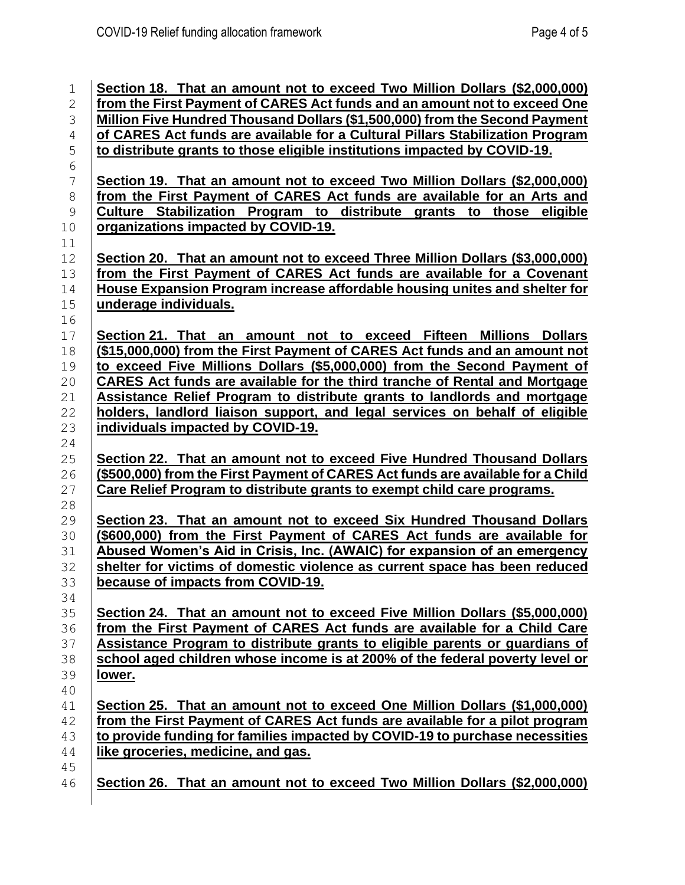**Section 18. That an amount not to exceed Two Million Dollars ($2,000,000) from the First Payment of CARES Act funds and an amount not to exceed One Million Five Hundred Thousand Dollars ($1,500,000) from the Second Payment of CARES Act funds are available for a Cultural Pillars Stabilization Program to distribute grants to those eligible institutions impacted by COVID-19.**

**Section 19. That an amount not to exceed Two Million Dollars ($2,000,000) from the First Payment of CARES Act funds are available for an Arts and Culture Stabilization Program to distribute grants to those eligible organizations impacted by COVID-19.**

**Section 20. That an amount not to exceed Three Million Dollars ($3,000,000) from the First Payment of CARES Act funds are available for a Covenant House Expansion Program increase affordable housing unites and shelter for underage individuals.**

**Section 21. That an amount not to exceed Fifteen Millions Dollars ($15,000,000) from the First Payment of CARES Act funds and an amount not to exceed Five Millions Dollars ($5,000,000) from the Second Payment of CARES Act funds are available for the third tranche of Rental and Mortgage Assistance Relief Program to distribute grants to landlords and mortgage holders, landlord liaison support, and legal services on behalf of eligible individuals impacted by COVID-19.**

**Section 22. That an amount not to exceed Five Hundred Thousand Dollars ($500,000) from the First Payment of CARES Act funds are available for a Child Care Relief Program to distribute grants to exempt child care programs.**

**Section 23. That an amount not to exceed Six Hundred Thousand Dollars ($600,000) from the First Payment of CARES Act funds are available for Abused Women's Aid in Crisis, Inc. (AWAIC) for expansion of an emergency shelter for victims of domestic violence as current space has been reduced because of impacts from COVID-19.**

**Section 24. That an amount not to exceed Five Million Dollars ($5,000,000) from the First Payment of CARES Act funds are available for a Child Care Assistance Program to distribute grants to eligible parents or guardians of school aged children whose income is at 200% of the federal poverty level or lower.**

**Section 25. That an amount not to exceed One Million Dollars ($1,000,000) from the First Payment of CARES Act funds are available for a pilot program to provide funding for families impacted by COVID-19 to purchase necessities like groceries, medicine, and gas.**

**Section 26. That an amount not to exceed Two Million Dollars ($2,000,000)**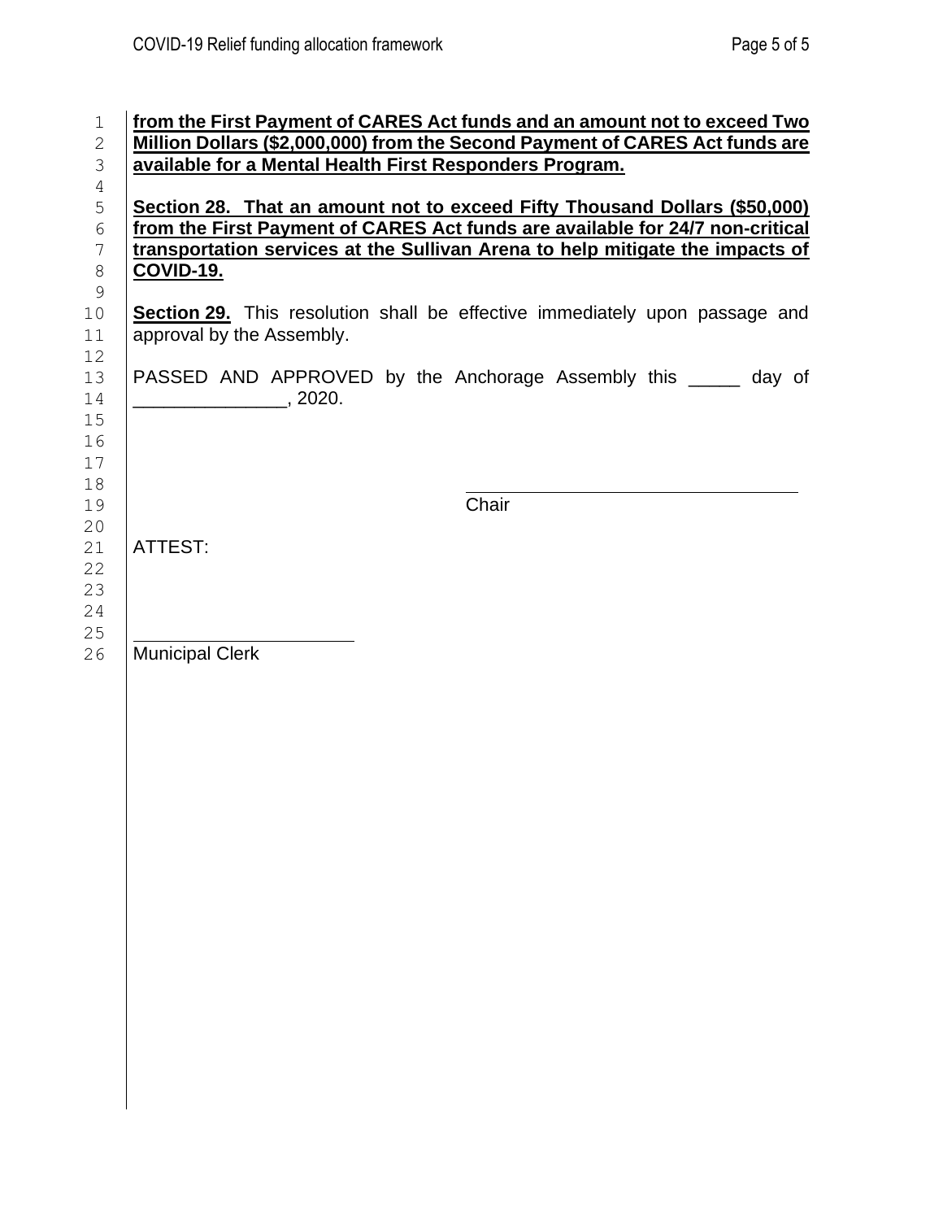**from the First Payment of CARES Act funds and an amount not to exceed Two Million Dollars ($2,000,000) from the Second Payment of CARES Act funds are available for a Mental Health First Responders Program.**

**Section 28. That an amount not to exceed Fifty Thousand Dollars ($50,000) from the First Payment of CARES Act funds are available for 24/7 non-critical transportation services at the Sullivan Arena to help mitigate the impacts of COVID-19.**

**Section 29.** This resolution shall be effective immediately upon passage and approval by the Assembly.

PASSED AND APPROVED by the Anchorage Assembly this _____ day of _______________, 2020.

\_\_\_\_\_\_\_\_\_\_\_\_\_\_\_\_\_\_\_\_\_\_\_\_\_\_\_\_\_\_\_\_\_\_

Chair

ATTEST:

\_\_\_\_\_\_\_\_\_\_\_\_\_\_\_\_\_\_\_\_\_\_\_

Municipal Clerk